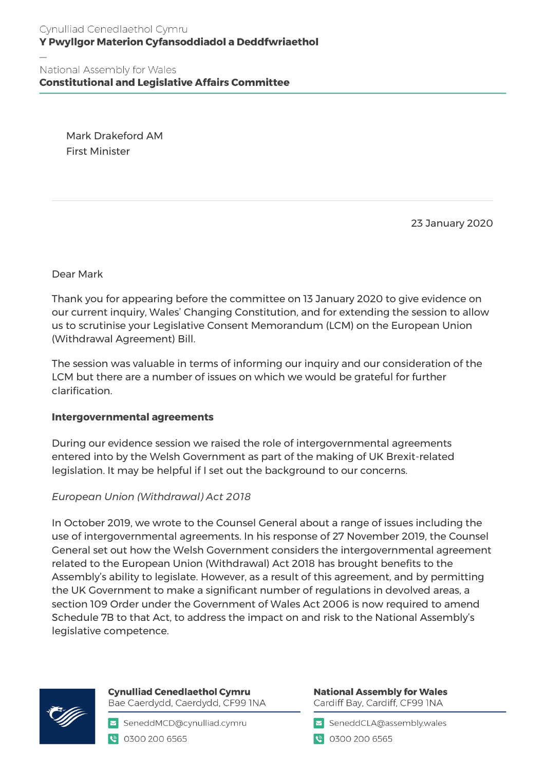Cynulliad Cenedlaethol Cymru
**Y Pwyllgor Materion Cyfansoddiadol a Deddfwriaethol**

—

National Assembly for Wales
**Constitutional and Legislative Affairs Committee**

Mark Drakeford AM
First Minister

23 January 2020

Dear Mark

Thank you for appearing before the committee on 13 January 2020 to give evidence on our current inquiry, Wales' Changing Constitution, and for extending the session to allow us to scrutinise your Legislative Consent Memorandum (LCM) on the European Union (Withdrawal Agreement) Bill.

The session was valuable in terms of informing our inquiry and our consideration of the LCM but there are a number of issues on which we would be grateful for further clarification.

**Intergovernmental agreements**

During our evidence session we raised the role of intergovernmental agreements entered into by the Welsh Government as part of the making of UK Brexit-related legislation. It may be helpful if I set out the background to our concerns.

*European Union (Withdrawal) Act 2018*

In October 2019, we wrote to the Counsel General about a range of issues including the use of intergovernmental agreements. In his response of 27 November 2019, the Counsel General set out how the Welsh Government considers the intergovernmental agreement related to the European Union (Withdrawal) Act 2018 has brought benefits to the Assembly's ability to legislate. However, as a result of this agreement, and by permitting the UK Government to make a significant number of regulations in devolved areas, a section 109 Order under the Government of Wales Act 2006 is now required to amend Schedule 7B to that Act, to address the impact on and risk to the National Assembly's legislative competence.

**Cynulliad Cenedlaethol Cymru**
Bae Caerdydd, Caerdydd, CF99 1NA
SeneddMCD@cynulliad.cymru
0300 200 6565

**National Assembly for Wales**
Cardiff Bay, Cardiff, CF99 1NA
SeneddCLA@assembly.wales
0300 200 6565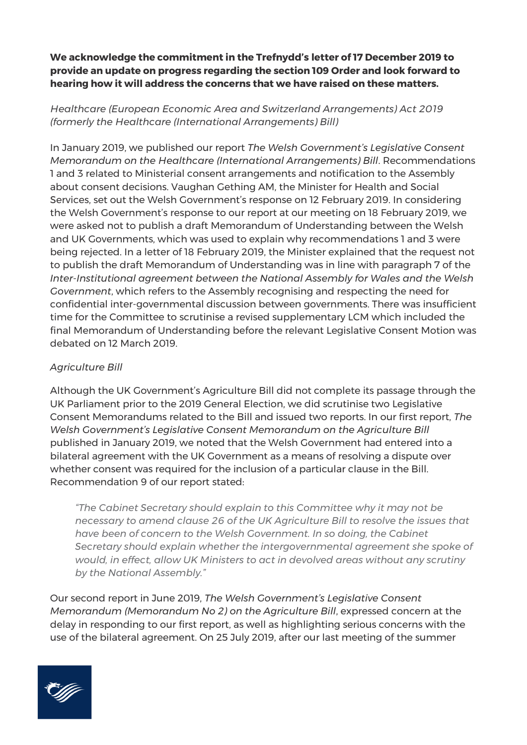**We acknowledge the commitment in the Trefnydd's letter of 17 December 2019 to provide an update on progress regarding the section 109 Order and look forward to hearing how it will address the concerns that we have raised on these matters.**

*Healthcare (European Economic Area and Switzerland Arrangements) Act 2019 (formerly the Healthcare (International Arrangements) Bill)*

In January 2019, we published our report *The Welsh Government's Legislative Consent Memorandum on the Healthcare (International Arrangements) Bill*. Recommendations 1 and 3 related to Ministerial consent arrangements and notification to the Assembly about consent decisions. Vaughan Gething AM, the Minister for Health and Social Services, set out the Welsh Government's response on 12 February 2019. In considering the Welsh Government's response to our report at our meeting on 18 February 2019, we were asked not to publish a draft Memorandum of Understanding between the Welsh and UK Governments, which was used to explain why recommendations 1 and 3 were being rejected. In a letter of 18 February 2019, the Minister explained that the request not to publish the draft Memorandum of Understanding was in line with paragraph 7 of the *Inter-Institutional agreement between the National Assembly for Wales and the Welsh Government*, which refers to the Assembly recognising and respecting the need for confidential inter-governmental discussion between governments. There was insufficient time for the Committee to scrutinise a revised supplementary LCM which included the final Memorandum of Understanding before the relevant Legislative Consent Motion was debated on 12 March 2019.

*Agriculture Bill*

Although the UK Government's Agriculture Bill did not complete its passage through the UK Parliament prior to the 2019 General Election, we did scrutinise two Legislative Consent Memorandums related to the Bill and issued two reports. In our first report, *The Welsh Government's Legislative Consent Memorandum on the Agriculture Bill* published in January 2019, we noted that the Welsh Government had entered into a bilateral agreement with the UK Government as a means of resolving a dispute over whether consent was required for the inclusion of a particular clause in the Bill. Recommendation 9 of our report stated:

> *"The Cabinet Secretary should explain to this Committee why it may not be necessary to amend clause 26 of the UK Agriculture Bill to resolve the issues that have been of concern to the Welsh Government. In so doing, the Cabinet Secretary should explain whether the intergovernmental agreement she spoke of would, in effect, allow UK Ministers to act in devolved areas without any scrutiny by the National Assembly."*

Our second report in June 2019, *The Welsh Government's Legislative Consent Memorandum (Memorandum No 2) on the Agriculture Bill*, expressed concern at the delay in responding to our first report, as well as highlighting serious concerns with the use of the bilateral agreement. On 25 July 2019, after our last meeting of the summer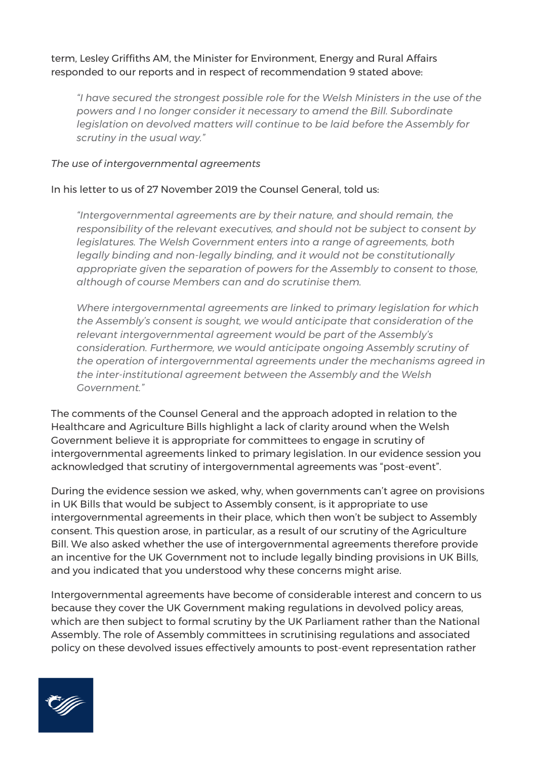term, Lesley Griffiths AM, the Minister for Environment, Energy and Rural Affairs responded to our reports and in respect of recommendation 9 stated above:

> *"I have secured the strongest possible role for the Welsh Ministers in the use of the powers and I no longer consider it necessary to amend the Bill. Subordinate legislation on devolved matters will continue to be laid before the Assembly for scrutiny in the usual way."*

*The use of intergovernmental agreements*

In his letter to us of 27 November 2019 the Counsel General, told us:

> *"Intergovernmental agreements are by their nature, and should remain, the responsibility of the relevant executives, and should not be subject to consent by legislatures. The Welsh Government enters into a range of agreements, both legally binding and non-legally binding, and it would not be constitutionally appropriate given the separation of powers for the Assembly to consent to those, although of course Members can and do scrutinise them.*
>
> *Where intergovernmental agreements are linked to primary legislation for which the Assembly's consent is sought, we would anticipate that consideration of the relevant intergovernmental agreement would be part of the Assembly's consideration. Furthermore, we would anticipate ongoing Assembly scrutiny of the operation of intergovernmental agreements under the mechanisms agreed in the inter-institutional agreement between the Assembly and the Welsh Government."*

The comments of the Counsel General and the approach adopted in relation to the Healthcare and Agriculture Bills highlight a lack of clarity around when the Welsh Government believe it is appropriate for committees to engage in scrutiny of intergovernmental agreements linked to primary legislation. In our evidence session you acknowledged that scrutiny of intergovernmental agreements was "post-event".

During the evidence session we asked, why, when governments can't agree on provisions in UK Bills that would be subject to Assembly consent, is it appropriate to use intergovernmental agreements in their place, which then won't be subject to Assembly consent. This question arose, in particular, as a result of our scrutiny of the Agriculture Bill. We also asked whether the use of intergovernmental agreements therefore provide an incentive for the UK Government not to include legally binding provisions in UK Bills, and you indicated that you understood why these concerns might arise.

Intergovernmental agreements have become of considerable interest and concern to us because they cover the UK Government making regulations in devolved policy areas, which are then subject to formal scrutiny by the UK Parliament rather than the National Assembly. The role of Assembly committees in scrutinising regulations and associated policy on these devolved issues effectively amounts to post-event representation rather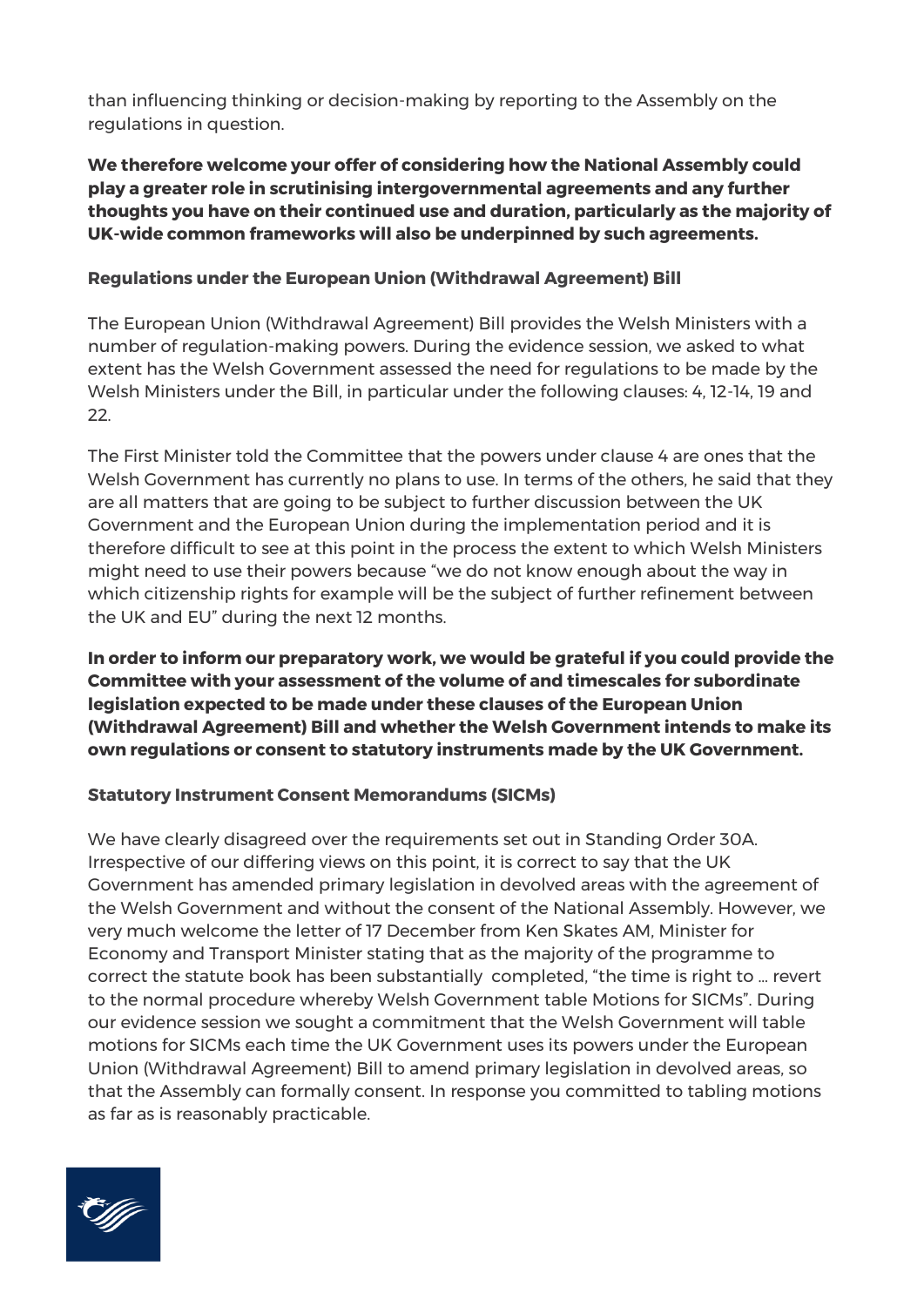than influencing thinking or decision-making by reporting to the Assembly on the regulations in question.

**We therefore welcome your offer of considering how the National Assembly could play a greater role in scrutinising intergovernmental agreements and any further thoughts you have on their continued use and duration, particularly as the majority of UK-wide common frameworks will also be underpinned by such agreements.**

### Regulations under the European Union (Withdrawal Agreement) Bill

The European Union (Withdrawal Agreement) Bill provides the Welsh Ministers with a number of regulation-making powers. During the evidence session, we asked to what extent has the Welsh Government assessed the need for regulations to be made by the Welsh Ministers under the Bill, in particular under the following clauses: 4, 12-14, 19 and 22.

The First Minister told the Committee that the powers under clause 4 are ones that the Welsh Government has currently no plans to use. In terms of the others, he said that they are all matters that are going to be subject to further discussion between the UK Government and the European Union during the implementation period and it is therefore difficult to see at this point in the process the extent to which Welsh Ministers might need to use their powers because "we do not know enough about the way in which citizenship rights for example will be the subject of further refinement between the UK and EU" during the next 12 months.

**In order to inform our preparatory work, we would be grateful if you could provide the Committee with your assessment of the volume of and timescales for subordinate legislation expected to be made under these clauses of the European Union (Withdrawal Agreement) Bill and whether the Welsh Government intends to make its own regulations or consent to statutory instruments made by the UK Government.**

### Statutory Instrument Consent Memorandums (SICMs)

We have clearly disagreed over the requirements set out in Standing Order 30A. Irrespective of our differing views on this point, it is correct to say that the UK Government has amended primary legislation in devolved areas with the agreement of the Welsh Government and without the consent of the National Assembly. However, we very much welcome the letter of 17 December from Ken Skates AM, Minister for Economy and Transport Minister stating that as the majority of the programme to correct the statute book has been substantially completed, "the time is right to … revert to the normal procedure whereby Welsh Government table Motions for SICMs". During our evidence session we sought a commitment that the Welsh Government will table motions for SICMs each time the UK Government uses its powers under the European Union (Withdrawal Agreement) Bill to amend primary legislation in devolved areas, so that the Assembly can formally consent. In response you committed to tabling motions as far as is reasonably practicable.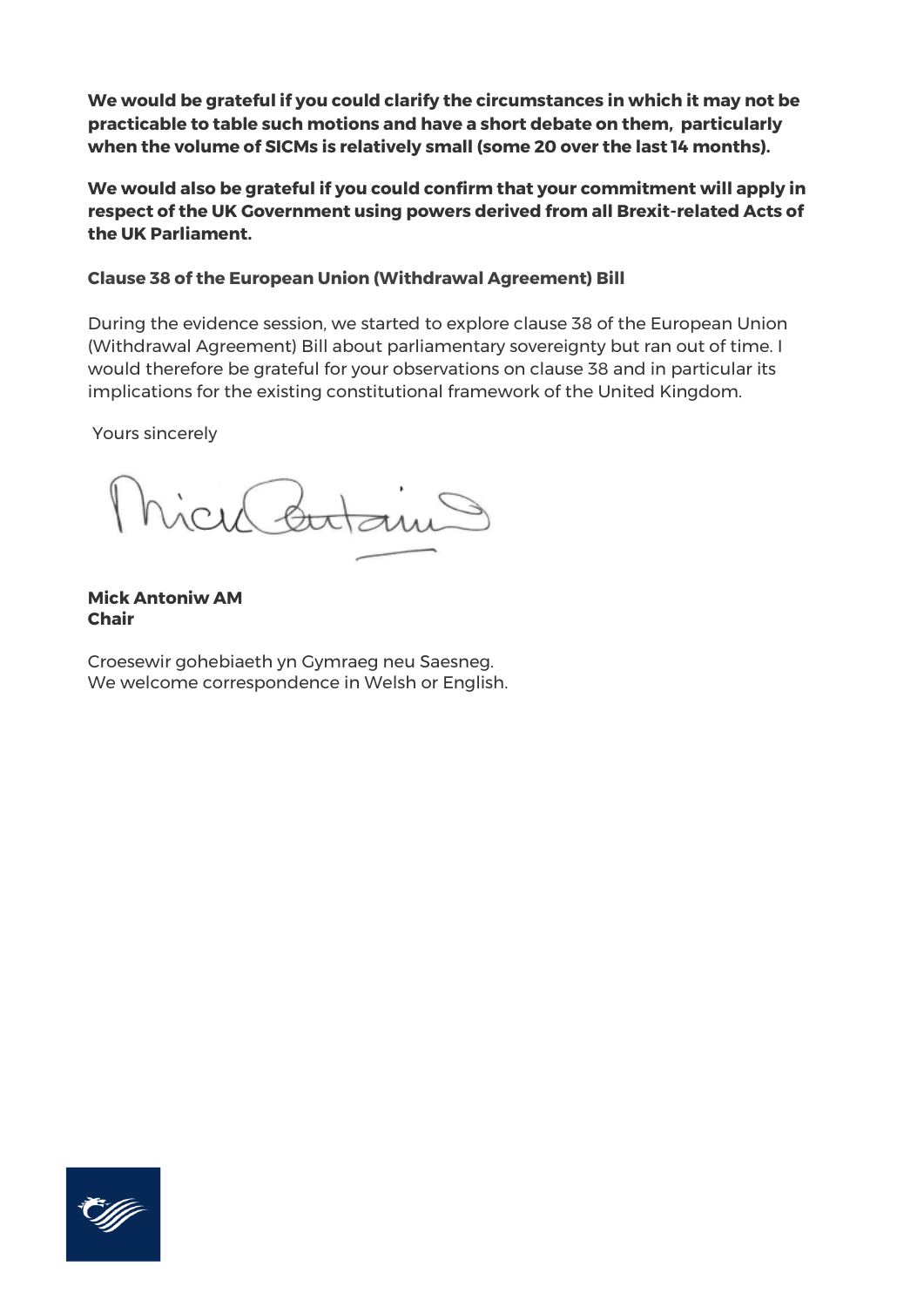**We would be grateful if you could clarify the circumstances in which it may not be practicable to table such motions and have a short debate on them, particularly when the volume of SICMs is relatively small (some 20 over the last 14 months).**

**We would also be grateful if you could confirm that your commitment will apply in respect of the UK Government using powers derived from all Brexit-related Acts of the UK Parliament.**

**Clause 38 of the European Union (Withdrawal Agreement) Bill**

During the evidence session, we started to explore clause 38 of the European Union (Withdrawal Agreement) Bill about parliamentary sovereignty but ran out of time. I would therefore be grateful for your observations on clause 38 and in particular its implications for the existing constitutional framework of the United Kingdom.

Yours sincerely

**Mick Antoniw AM**
**Chair**

Croesewir gohebiaeth yn Gymraeg neu Saesneg.
We welcome correspondence in Welsh or English.